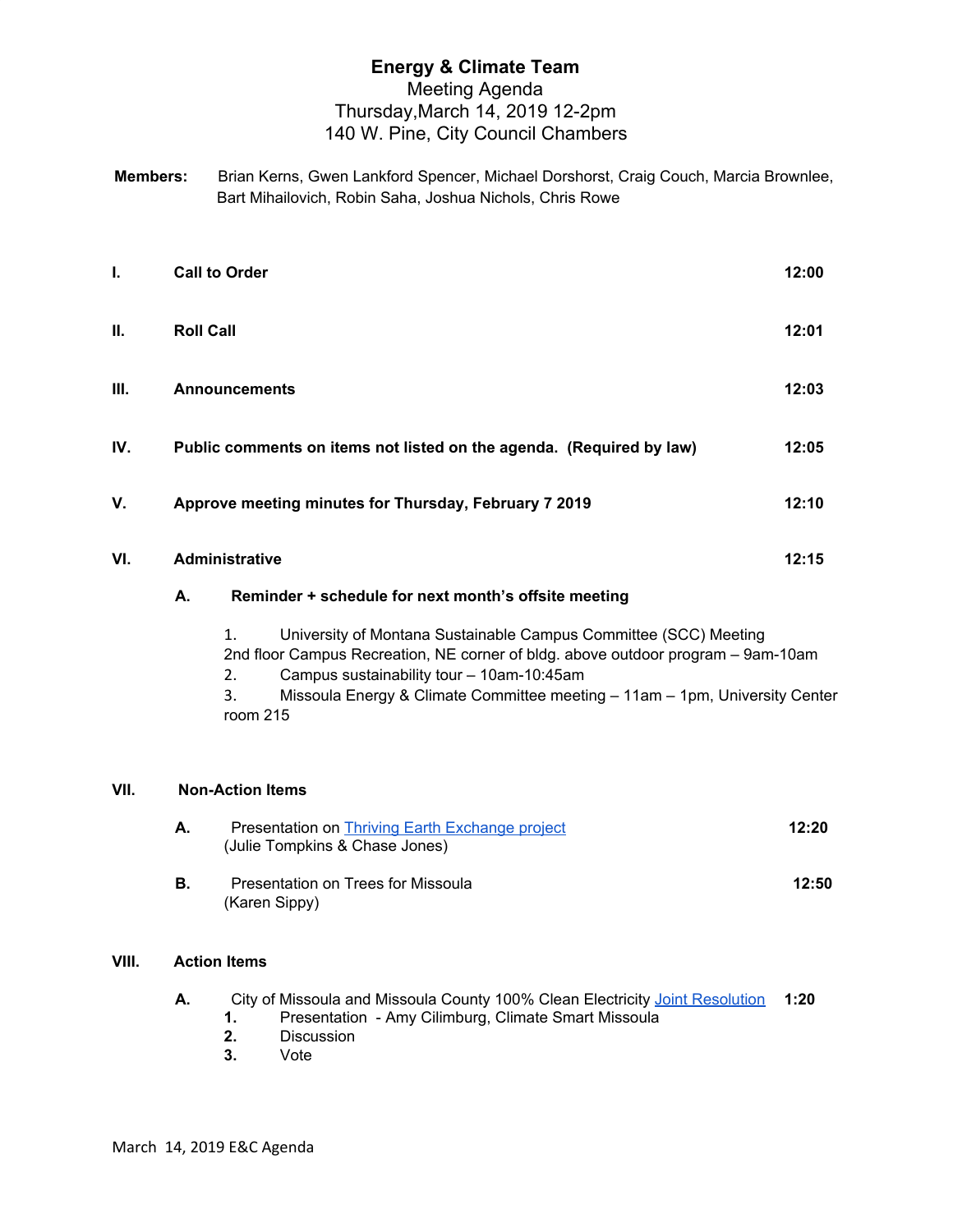# Energy & Climate Team

Meeting Agenda
Thursday,March 14, 2019 12-2pm
140 W. Pine, City Council Chambers

**Members:** Brian Kerns, Gwen Lankford Spencer, Michael Dorshorst, Craig Couch, Marcia Brownlee, Bart Mihailovich, Robin Saha, Joshua Nichols, Chris Rowe

**I. Call to Order** **12:00**

**II. Roll Call** **12:01**

**III. Announcements** **12:03**

**IV. Public comments on items not listed on the agenda. (Required by law)** **12:05**

**V. Approve meeting minutes for Thursday, February 7 2019** **12:10**

**VI. Administrative** **12:15**

**A. Reminder + schedule for next month's offsite meeting**

1. University of Montana Sustainable Campus Committee (SCC) Meeting 2nd floor Campus Recreation, NE corner of bldg. above outdoor program – 9am-10am
2. Campus sustainability tour – 10am-10:45am
3. Missoula Energy & Climate Committee meeting – 11am – 1pm, University Center room 215

**VII. Non-Action Items**

**A.** Presentation on Thriving Earth Exchange project (Julie Tompkins & Chase Jones) **12:20**

**B.** Presentation on Trees for Missoula (Karen Sippy) **12:50**

**VIII. Action Items**

**A.** City of Missoula and Missoula County 100% Clean Electricity Joint Resolution **1:20**

1. Presentation - Amy Cilimburg, Climate Smart Missoula
2. Discussion
3. Vote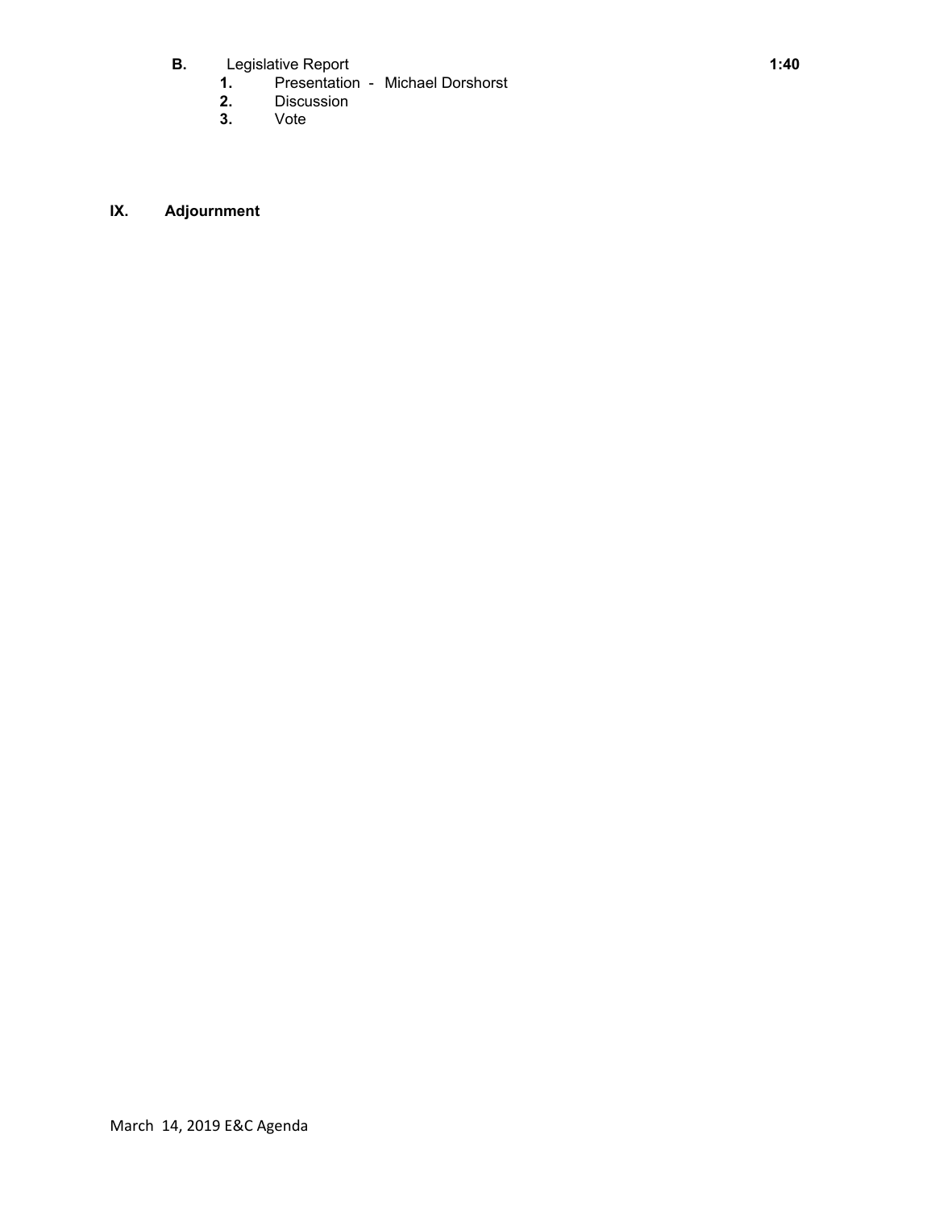**B.** Legislative Report **1:40**

1. Presentation - Michael Dorshorst
2. Discussion
3. Vote

**IX. Adjournment**